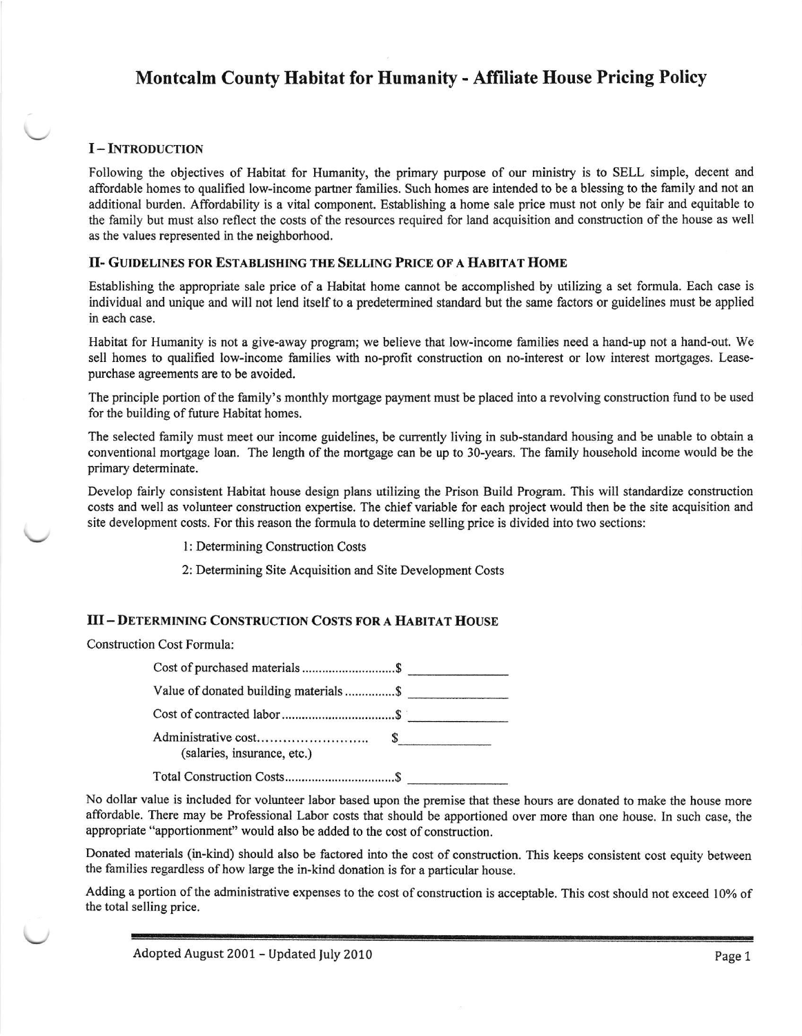# Montcalm County Habitat for Humanity - Affiliate House Pricing Policy

## I – Introduction

Following the objectives of Habitat for Humanity, the primary purpose of our ministry is to SELL simple, decent and affordable homes to qualified low-income partner families. Such homes are intended to be a blessing to the family and not an additional burden. Affordability is a vital component. Establishing a home sale price must not only be fair and equitable to the family but must also reflect the costs of the resources required for land acquisition and construction of the house as well as the values represented in the neighborhood.

## II- Guidelines for Establishing the Selling Price of a Habitat Home

Establishing the appropriate sale price of a Habitat home cannot be accomplished by utilizing a set formula. Each case is individual and unique and will not lend itself to a predetermined standard but the same factors or guidelines must be applied in each case.

Habitat for Humanity is not a give-away program; we believe that low-income families need a hand-up not a hand-out. We sell homes to qualified low-income families with no-profit construction on no-interest or low interest mortgages. Lease-purchase agreements are to be avoided.

The principle portion of the family's monthly mortgage payment must be placed into a revolving construction fund to be used for the building of future Habitat homes.

The selected family must meet our income guidelines, be currently living in sub-standard housing and be unable to obtain a conventional mortgage loan. The length of the mortgage can be up to 30-years. The family household income would be the primary determinate.

Develop fairly consistent Habitat house design plans utilizing the Prison Build Program. This will standardize construction costs and well as volunteer construction expertise. The chief variable for each project would then be the site acquisition and site development costs. For this reason the formula to determine selling price is divided into two sections:

1: Determining Construction Costs

2: Determining Site Acquisition and Site Development Costs

## III – Determining Construction Costs for a Habitat House

Construction Cost Formula:

Cost of purchased materials ............................$ \_\_\_\_\_\_\_\_\_\_\_\_\_\_

Value of donated building materials ...............$ \_\_\_\_\_\_\_\_\_\_\_\_\_\_

Cost of contracted labor ..................................$ \_\_\_\_\_\_\_\_\_\_\_\_\_\_

Administrative cost.......................... $ \_\_\_\_\_\_\_\_\_\_\_\_\_\_
(salaries, insurance, etc.)

Total Construction Costs.................................$ \_\_\_\_\_\_\_\_\_\_\_\_\_\_

No dollar value is included for volunteer labor based upon the premise that these hours are donated to make the house more affordable. There may be Professional Labor costs that should be apportioned over more than one house. In such case, the appropriate "apportionment" would also be added to the cost of construction.

Donated materials (in-kind) should also be factored into the cost of construction. This keeps consistent cost equity between the families regardless of how large the in-kind donation is for a particular house.

Adding a portion of the administrative expenses to the cost of construction is acceptable. This cost should not exceed 10% of the total selling price.

Adopted August 2001 – Updated July 2010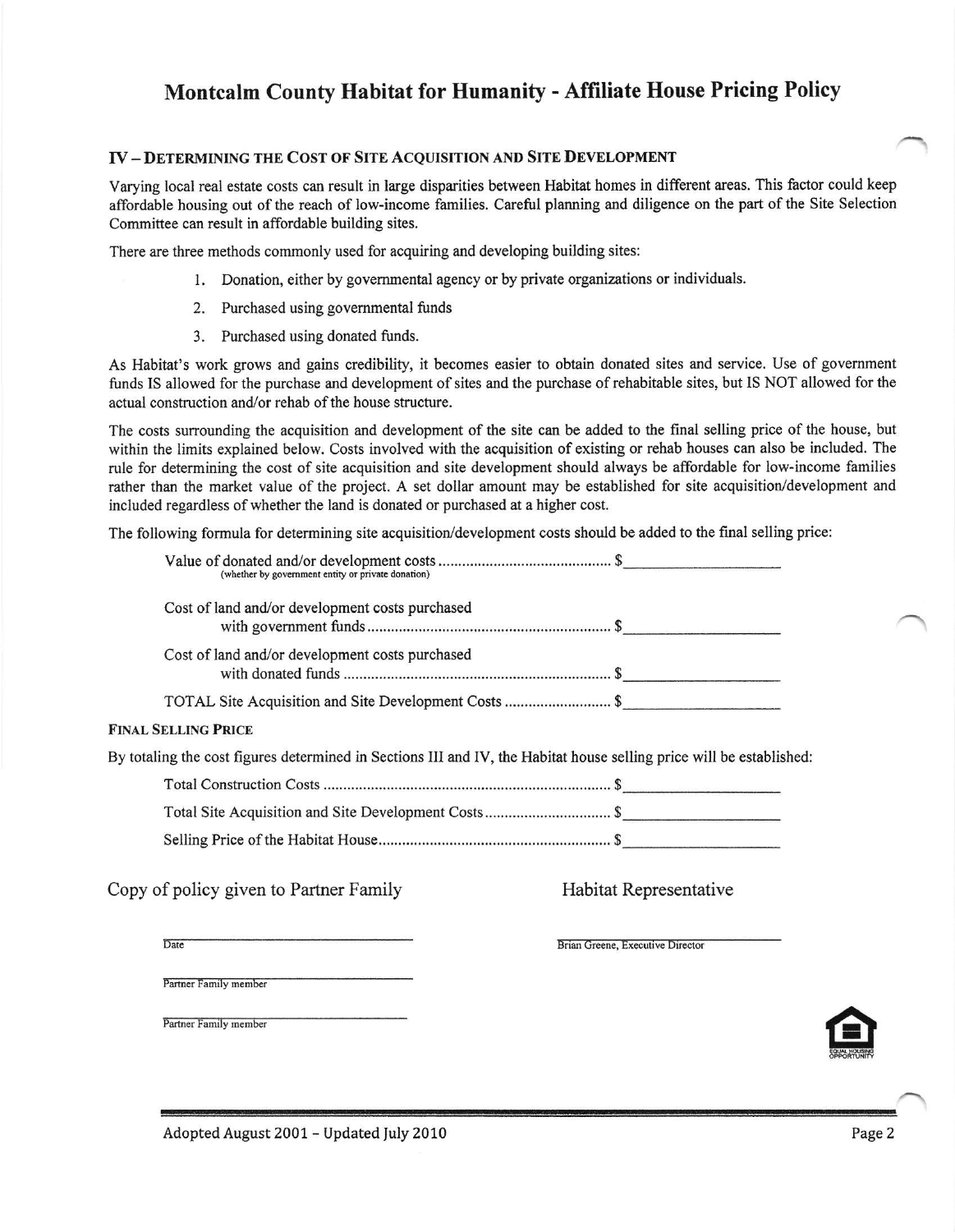# Montcalm County Habitat for Humanity - Affiliate House Pricing Policy

## IV – Determining the Cost of Site Acquisition and Site Development

Varying local real estate costs can result in large disparities between Habitat homes in different areas. This factor could keep affordable housing out of the reach of low-income families. Careful planning and diligence on the part of the Site Selection Committee can result in affordable building sites.

There are three methods commonly used for acquiring and developing building sites:

1. Donation, either by governmental agency or by private organizations or individuals.
2. Purchased using governmental funds
3. Purchased using donated funds.

As Habitat's work grows and gains credibility, it becomes easier to obtain donated sites and service. Use of government funds IS allowed for the purchase and development of sites and the purchase of rehabitable sites, but IS NOT allowed for the actual construction and/or rehab of the house structure.

The costs surrounding the acquisition and development of the site can be added to the final selling price of the house, but within the limits explained below. Costs involved with the acquisition of existing or rehab houses can also be included. The rule for determining the cost of site acquisition and site development should always be affordable for low-income families rather than the market value of the project. A set dollar amount may be established for site acquisition/development and included regardless of whether the land is donated or purchased at a higher cost.

The following formula for determining site acquisition/development costs should be added to the final selling price:

Value of donated and/or development costs ............................................ $____________________
(whether by government entity or private donation)

Cost of land and/or development costs purchased with government funds ............................................................ $____________________

Cost of land and/or development costs purchased with donated funds ................................................................... $____________________

TOTAL Site Acquisition and Site Development Costs ........................... $____________________

### Final Selling Price

By totaling the cost figures determined in Sections III and IV, the Habitat house selling price will be established:

Total Construction Costs ......................................................................... $____________________

Total Site Acquisition and Site Development Costs ................................ $____________________

Selling Price of the Habitat House ........................................................... $____________________

Copy of policy given to Partner Family

Habitat Representative

______________________________
Date

______________________________
Brian Greene, Executive Director

______________________________
Partner Family member

______________________________
Partner Family member

EQUAL HOUSING OPPORTUNITY

Adopted August 2001 – Updated July 2010